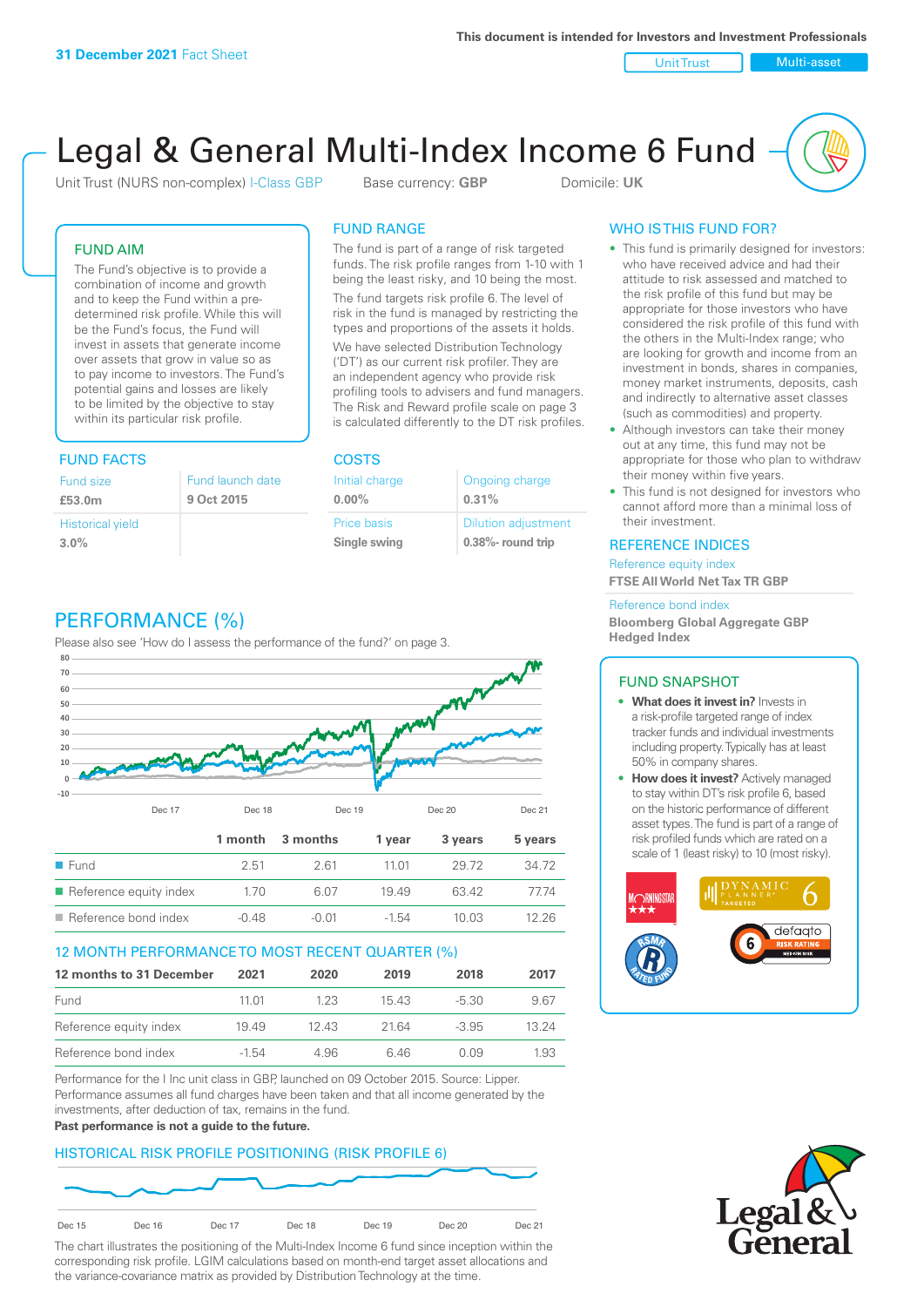This document is intended for Investors and Investment Professionals

**31 December 2021** Fact Sheet

Unit Trust | Multi-asset

# Legal & General Multi-Index Income 6 Fund

Unit Trust (NURS non-complex) I-Class GBP    Base currency: **GBP**    Domicile: **UK**

## FUND AIM

The Fund's objective is to provide a combination of income and growth and to keep the Fund within a pre-determined risk profile. While this will be the Fund's focus, the Fund will invest in assets that generate income over assets that grow in value so as to pay income to investors. The Fund's potential gains and losses are likely to be limited by the objective to stay within its particular risk profile.

## FUND FACTS

| Fund size | Fund launch date |
|---|---|
| **£53.0m** | **9 Oct 2015** |
| **Historical yield** | |
| **3.0%** | |

## FUND RANGE

The fund is part of a range of risk targeted funds. The risk profile ranges from 1-10 with 1 being the least risky, and 10 being the most.

The fund targets risk profile 6. The level of risk in the fund is managed by restricting the types and proportions of the assets it holds.

We have selected Distribution Technology ('DT') as our current risk profiler. They are an independent agency who provide risk profiling tools to advisers and fund managers. The Risk and Reward profile scale on page 3 is calculated differently to the DT risk profiles.

## COSTS

| Initial charge | Ongoing charge |
|---|---|
| **0.00%** | **0.31%** |
| **Price basis** | **Dilution adjustment** |
| **Single swing** | **0.38%- round trip** |

## WHO IS THIS FUND FOR?

- This fund is primarily designed for investors: who have received advice and had their attitude to risk assessed and matched to the risk profile of this fund but may be appropriate for those investors who have considered the risk profile of this fund with the others in the Multi-Index range; who are looking for growth and income from an investment in bonds, shares in companies, money market instruments, deposits, cash and indirectly to alternative asset classes (such as commodities) and property.
- Although investors can take their money out at any time, this fund may not be appropriate for those who plan to withdraw their money within five years.
- This fund is not designed for investors who cannot afford more than a minimal loss of their investment.

## REFERENCE INDICES

Reference equity index
**FTSE All World Net Tax TR GBP**

Reference bond index
**Bloomberg Global Aggregate GBP Hedged Index**

## FUND SNAPSHOT

- **What does it invest in?** Invests in a risk-profile targeted range of index tracker funds and individual investments including property. Typically has at least 50% in company shares.
- **How does it invest?** Actively managed to stay within DT's risk profile 6, based on the historic performance of different asset types. The fund is part of a range of risk profiled funds which are rated on a scale of 1 (least risky) to 10 (most risky).

## PERFORMANCE (%)

Please also see 'How do I assess the performance of the fund?' on page 3.

| | 1 month | 3 months | 1 year | 3 years | 5 years |
|---|---|---|---|---|---|
| Fund | 2.51 | 2.61 | 11.01 | 29.72 | 34.72 |
| Reference equity index | 1.70 | 6.07 | 19.49 | 63.42 | 77.74 |
| Reference bond index | -0.48 | -0.01 | -1.54 | 10.03 | 12.26 |

## 12 MONTH PERFORMANCE TO MOST RECENT QUARTER (%)

| 12 months to 31 December | 2021 | 2020 | 2019 | 2018 | 2017 |
|---|---|---|---|---|---|
| Fund | 11.01 | 1.23 | 15.43 | -5.30 | 9.67 |
| Reference equity index | 19.49 | 12.43 | 21.64 | -3.95 | 13.24 |
| Reference bond index | -1.54 | 4.96 | 6.46 | 0.09 | 1.93 |

Performance for the I Inc unit class in GBP, launched on 09 October 2015. Source: Lipper. Performance assumes all fund charges have been taken and that all income generated by the investments, after deduction of tax, remains in the fund.

**Past performance is not a guide to the future.**

## HISTORICAL RISK PROFILE POSITIONING (RISK PROFILE 6)

The chart illustrates the positioning of the Multi-Index Income 6 fund since inception within the corresponding risk profile. LGIM calculations based on month-end target asset allocations and the variance-covariance matrix as provided by Distribution Technology at the time.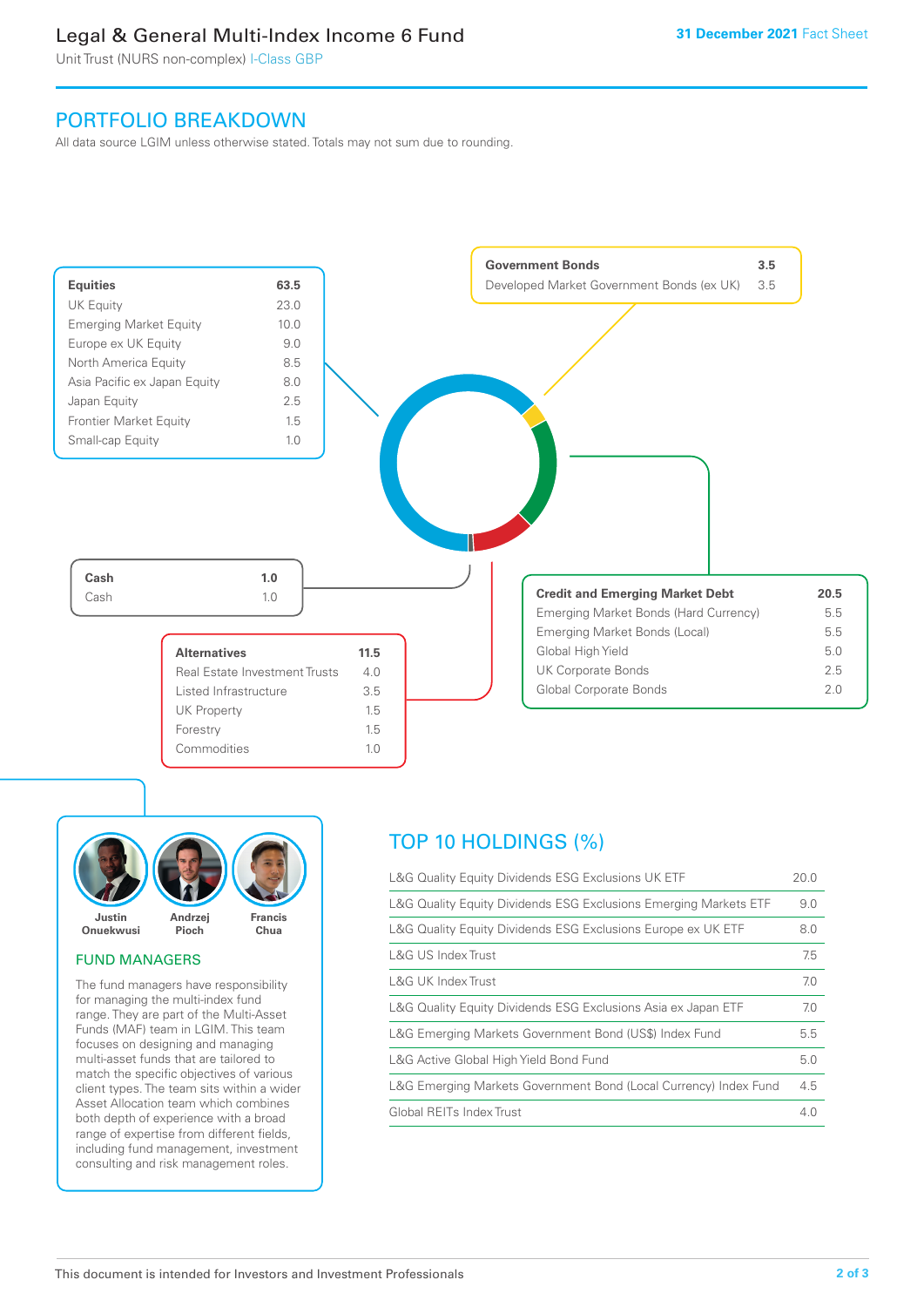# Legal & General Multi-Index Income 6 Fund

Unit Trust (NURS non-complex) I-Class GBP

**31 December 2021** Fact Sheet

## PORTFOLIO BREAKDOWN

All data source LGIM unless otherwise stated. Totals may not sum due to rounding.

| **Equities** | **63.5** |
|---|---|
| UK Equity | 23.0 |
| Emerging Market Equity | 10.0 |
| Europe ex UK Equity | 9.0 |
| North America Equity | 8.5 |
| Asia Pacific ex Japan Equity | 8.0 |
| Japan Equity | 2.5 |
| Frontier Market Equity | 1.5 |
| Small-cap Equity | 1.0 |

| **Government Bonds** | **3.5** |
|---|---|
| Developed Market Government Bonds (ex UK) | 3.5 |

| **Cash** | **1.0** |
|---|---|
| Cash | 1.0 |

| **Credit and Emerging Market Debt** | **20.5** |
|---|---|
| Emerging Market Bonds (Hard Currency) | 5.5 |
| Emerging Market Bonds (Local) | 5.5 |
| Global High Yield | 5.0 |
| UK Corporate Bonds | 2.5 |
| Global Corporate Bonds | 2.0 |

| **Alternatives** | **11.5** |
|---|---|
| Real Estate Investment Trusts | 4.0 |
| Listed Infrastructure | 3.5 |
| UK Property | 1.5 |
| Forestry | 1.5 |
| Commodities | 1.0 |

Justin Onuekwusi · Andrzej Pioch · Francis Chua

### FUND MANAGERS

The fund managers have responsibility for managing the multi-index fund range. They are part of the Multi-Asset Funds (MAF) team in LGIM. This team focuses on designing and managing multi-asset funds that are tailored to match the specific objectives of various client types. The team sits within a wider Asset Allocation team which combines both depth of experience with a broad range of expertise from different fields, including fund management, investment consulting and risk management roles.

## TOP 10 HOLDINGS (%)

| Holding | % |
|---|---|
| L&G Quality Equity Dividends ESG Exclusions UK ETF | 20.0 |
| L&G Quality Equity Dividends ESG Exclusions Emerging Markets ETF | 9.0 |
| L&G Quality Equity Dividends ESG Exclusions Europe ex UK ETF | 8.0 |
| L&G US Index Trust | 7.5 |
| L&G UK Index Trust | 7.0 |
| L&G Quality Equity Dividends ESG Exclusions Asia ex Japan ETF | 7.0 |
| L&G Emerging Markets Government Bond (US$) Index Fund | 5.5 |
| L&G Active Global High Yield Bond Fund | 5.0 |
| L&G Emerging Markets Government Bond (Local Currency) Index Fund | 4.5 |
| Global REITs Index Trust | 4.0 |

This document is intended for Investors and Investment Professionals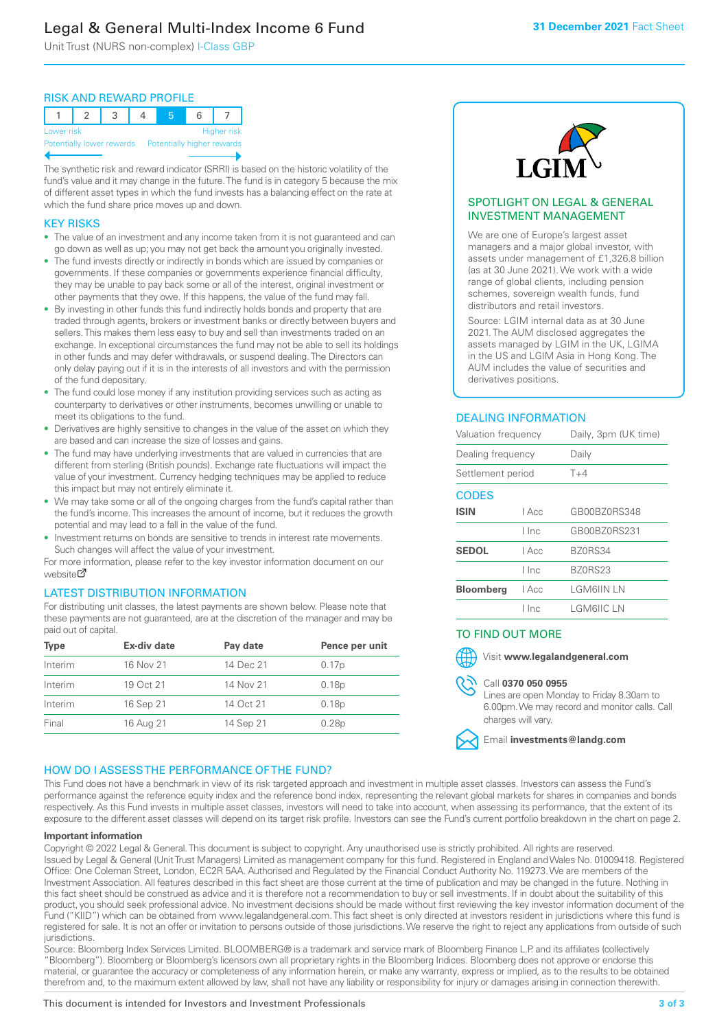# Legal & General Multi-Index Income 6 Fund

Unit Trust (NURS non-complex) I-Class GBP

**31 December 2021** Fact Sheet

## RISK AND REWARD PROFILE

| 1 | 2 | 3 | 4 | 5 | 6 | 7 |
|---|---|---|---|---|---|---|

Lower risk — Higher risk

Potentially lower rewards — Potentially higher rewards

The synthetic risk and reward indicator (SRRI) is based on the historic volatility of the fund's value and it may change in the future. The fund is in category 5 because the mix of different asset types in which the fund invests has a balancing effect on the rate at which the fund share price moves up and down.

## KEY RISKS

- The value of an investment and any income taken from it is not guaranteed and can go down as well as up; you may not get back the amount you originally invested.
- The fund invests directly or indirectly in bonds which are issued by companies or governments. If these companies or governments experience financial difficulty, they may be unable to pay back some or all of the interest, original investment or other payments that they owe. If this happens, the value of the fund may fall.
- By investing in other funds this fund indirectly holds bonds and property that are traded through agents, brokers or investment banks or directly between buyers and sellers. This makes them less easy to buy and sell than investments traded on an exchange. In exceptional circumstances the fund may not be able to sell its holdings in other funds and may defer withdrawals, or suspend dealing. The Directors can only delay paying out if it is in the interests of all investors and with the permission of the fund depositary.
- The fund could lose money if any institution providing services such as acting as counterparty to derivatives or other instruments, becomes unwilling or unable to meet its obligations to the fund.
- Derivatives are highly sensitive to changes in the value of the asset on which they are based and can increase the size of losses and gains.
- The fund may have underlying investments that are valued in currencies that are different from sterling (British pounds). Exchange rate fluctuations will impact the value of your investment. Currency hedging techniques may be applied to reduce this impact but may not entirely eliminate it.
- We may take some or all of the ongoing charges from the fund's capital rather than the fund's income. This increases the amount of income, but it reduces the growth potential and may lead to a fall in the value of the fund.
- Investment returns on bonds are sensitive to trends in interest rate movements. Such changes will affect the value of your investment.

For more information, please refer to the key investor information document on our website

## LATEST DISTRIBUTION INFORMATION

For distributing unit classes, the latest payments are shown below. Please note that these payments are not guaranteed, are at the discretion of the manager and may be paid out of capital.

| Type | Ex-div date | Pay date | Pence per unit |
|---|---|---|---|
| Interim | 16 Nov 21 | 14 Dec 21 | 0.17p |
| Interim | 19 Oct 21 | 14 Nov 21 | 0.18p |
| Interim | 16 Sep 21 | 14 Oct 21 | 0.18p |
| Final | 16 Aug 21 | 14 Sep 21 | 0.28p |

## SPOTLIGHT ON LEGAL & GENERAL INVESTMENT MANAGEMENT

We are one of Europe's largest asset managers and a major global investor, with assets under management of £1,326.8 billion (as at 30 June 2021). We work with a wide range of global clients, including pension schemes, sovereign wealth funds, fund distributors and retail investors.

Source: LGIM internal data as at 30 June 2021. The AUM disclosed aggregates the assets managed by LGIM in the UK, LGIMA in the US and LGIM Asia in Hong Kong. The AUM includes the value of securities and derivatives positions.

## DEALING INFORMATION

| | |
|---|---|
| Valuation frequency | Daily, 3pm (UK time) |
| Dealing frequency | Daily |
| Settlement period | T+4 |

## CODES

| | | |
|---|---|---|
| **ISIN** | I Acc | GB00BZ0RS348 |
| | I Inc | GB00BZ0RS231 |
| **SEDOL** | I Acc | BZ0RS34 |
| | I Inc | BZ0RS23 |
| **Bloomberg** | I Acc | LGM6IIN LN |
| | I Inc | LGM6IIC LN |

## TO FIND OUT MORE

Visit **www.legalandgeneral.com**

Call **0370 050 0955**
Lines are open Monday to Friday 8.30am to 6.00pm. We may record and monitor calls. Call charges will vary.

Email **investments@landg.com**

## HOW DO I ASSESS THE PERFORMANCE OF THE FUND?

This Fund does not have a benchmark in view of its risk targeted approach and investment in multiple asset classes. Investors can assess the Fund's performance against the reference equity index and the reference bond index, representing the relevant global markets for shares in companies and bonds respectively. As this Fund invests in multiple asset classes, investors will need to take into account, when assessing its performance, that the extent of its exposure to the different asset classes will depend on its target risk profile. Investors can see the Fund's current portfolio breakdown in the chart on page 2.

**Important information**

Copyright © 2022 Legal & General. This document is subject to copyright. Any unauthorised use is strictly prohibited. All rights are reserved.

Issued by Legal & General (Unit Trust Managers) Limited as management company for this fund. Registered in England and Wales No. 01009418. Registered Office: One Coleman Street, London, EC2R 5AA. Authorised and Regulated by the Financial Conduct Authority No. 119273. We are members of the Investment Association. All features described in this fact sheet are those current at the time of publication and may be changed in the future. Nothing in this fact sheet should be construed as advice and it is therefore not a recommendation to buy or sell investments. If in doubt about the suitability of this product, you should seek professional advice. No investment decisions should be made without first reviewing the key investor information document of the Fund ("KIID") which can be obtained from www.legalandgeneral.com. This fact sheet is only directed at investors resident in jurisdictions where this fund is registered for sale. It is not an offer or invitation to persons outside of those jurisdictions. We reserve the right to reject any applications from outside of such jurisdictions.

Source: Bloomberg Index Services Limited. BLOOMBERG® is a trademark and service mark of Bloomberg Finance L.P. and its affiliates (collectively "Bloomberg"). Bloomberg or Bloomberg's licensors own all proprietary rights in the Bloomberg Indices. Bloomberg does not approve or endorse this material, or guarantee the accuracy or completeness of any information herein, or make any warranty, express or implied, as to the results to be obtained therefrom and, to the maximum extent allowed by law, shall not have any liability or responsibility for injury or damages arising in connection therewith.

This document is intended for Investors and Investment Professionals